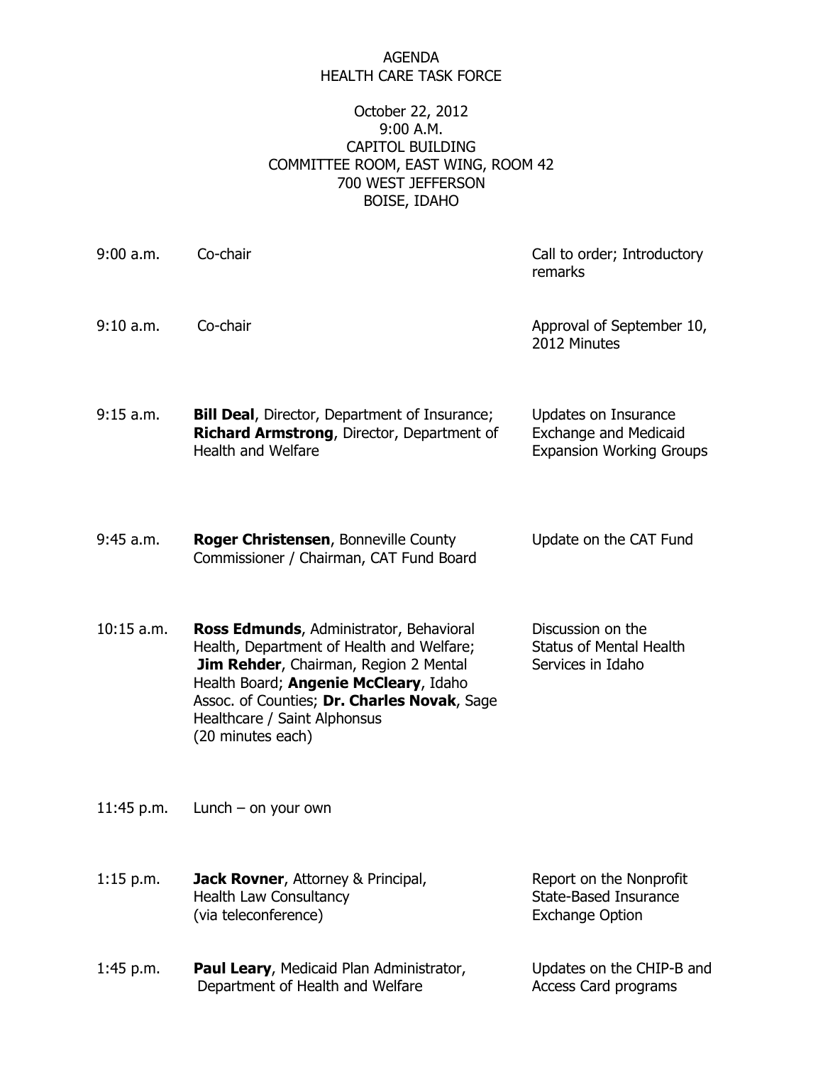# AGENDA
## HEALTH CARE TASK FORCE

October 22, 2012
9:00 A.M.
CAPITOL BUILDING
COMMITTEE ROOM, EAST WING, ROOM 42
700 WEST JEFFERSON
BOISE, IDAHO

| Time | Presenter | Topic |
|---|---|---|
| 9:00 a.m. | Co-chair | Call to order; Introductory remarks |
| 9:10 a.m. | Co-chair | Approval of September 10, 2012 Minutes |
| 9:15 a.m. | **Bill Deal**, Director, Department of Insurance; **Richard Armstrong**, Director, Department of Health and Welfare | Updates on Insurance Exchange and Medicaid Expansion Working Groups |
| 9:45 a.m. | **Roger Christensen**, Bonneville County Commissioner / Chairman, CAT Fund Board | Update on the CAT Fund |
| 10:15 a.m. | **Ross Edmunds**, Administrator, Behavioral Health, Department of Health and Welfare; **Jim Rehder**, Chairman, Region 2 Mental Health Board; **Angenie McCleary**, Idaho Assoc. of Counties; **Dr. Charles Novak**, Sage Healthcare / Saint Alphonsus (20 minutes each) | Discussion on the Status of Mental Health Services in Idaho |
| 11:45 p.m. | Lunch – on your own | |
| 1:15 p.m. | **Jack Rovner**, Attorney & Principal, Health Law Consultancy (via teleconference) | Report on the Nonprofit State-Based Insurance Exchange Option |
| 1:45 p.m. | **Paul Leary**, Medicaid Plan Administrator, Department of Health and Welfare | Updates on the CHIP-B and Access Card programs |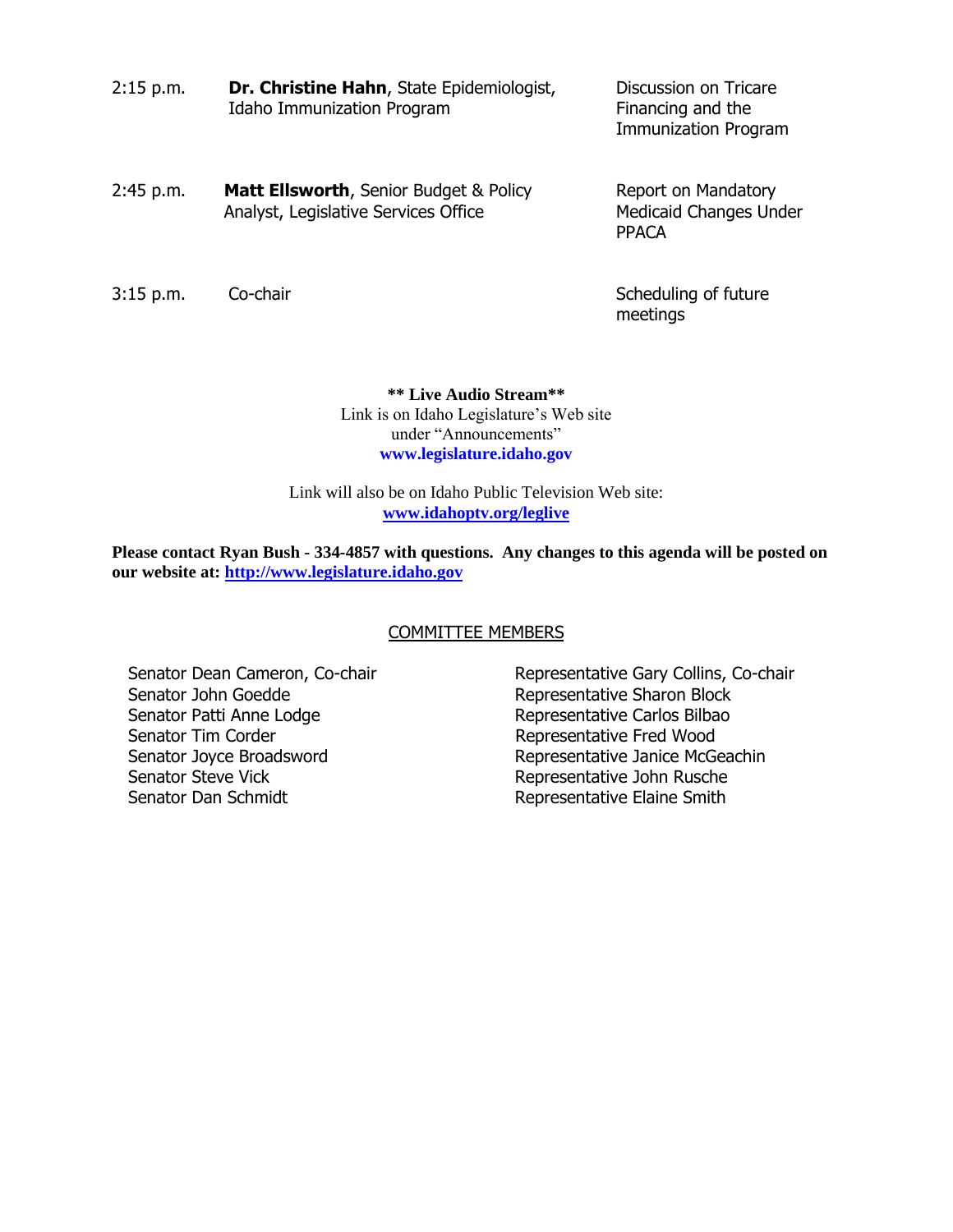| | | |
|---|---|---|
| 2:15 p.m. | **Dr. Christine Hahn**, State Epidemiologist, Idaho Immunization Program | Discussion on Tricare Financing and the Immunization Program |
| 2:45 p.m. | **Matt Ellsworth**, Senior Budget & Policy Analyst, Legislative Services Office | Report on Mandatory Medicaid Changes Under PPACA |
| 3:15 p.m. | Co-chair | Scheduling of future meetings |

**\*\* Live Audio Stream\*\***
Link is on Idaho Legislature's Web site
under "Announcements"
**www.legislature.idaho.gov**

Link will also be on Idaho Public Television Web site:
**www.idahoptv.org/leglive**

**Please contact Ryan Bush - 334-4857 with questions. Any changes to this agenda will be posted on our website at: http://www.legislature.idaho.gov**

COMMITTEE MEMBERS

Senator Dean Cameron, Co-chair
Senator John Goedde
Senator Patti Anne Lodge
Senator Tim Corder
Senator Joyce Broadsword
Senator Steve Vick
Senator Dan Schmidt

Representative Gary Collins, Co-chair
Representative Sharon Block
Representative Carlos Bilbao
Representative Fred Wood
Representative Janice McGeachin
Representative John Rusche
Representative Elaine Smith